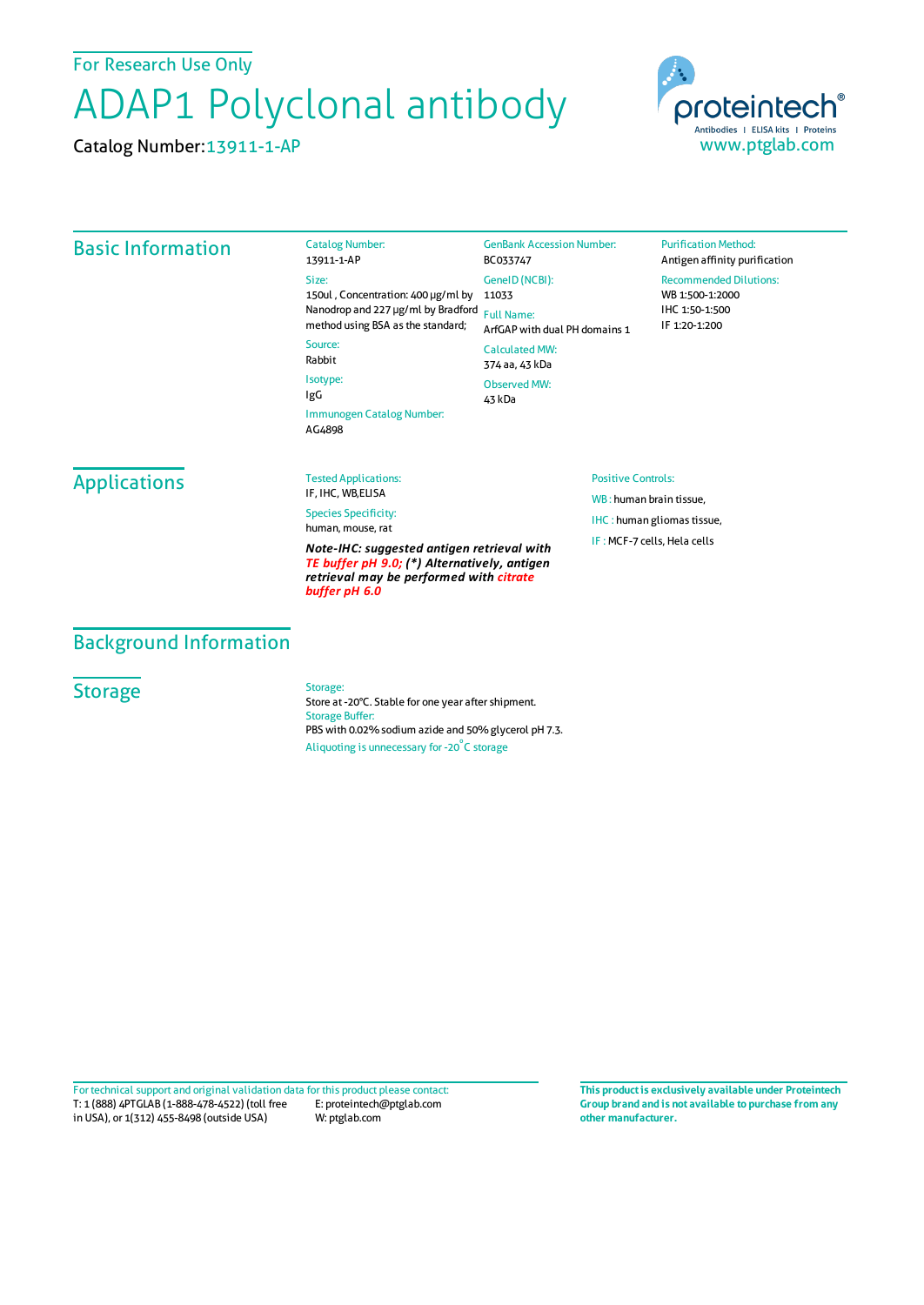For Research Use Only

# ADAP1 Polyclonal antibody

Catalog Number: 13911-1-AP

proteintech® Antibodies | ELISA kits | Proteins
www.ptglab.com

## Basic Information

**Catalog Number:**
13911-1-AP

**Size:**
150ul , Concentration: 400 μg/ml by Nanodrop and 227 μg/ml by Bradford method using BSA as the standard;

**Source:**
Rabbit

**Isotype:**
IgG

**Immunogen Catalog Number:**
AG4898

**GenBank Accession Number:**
BC033747

**GeneID (NCBI):**
11033

**Full Name:**
ArfGAP with dual PH domains 1

**Calculated MW:**
374 aa, 43 kDa

**Observed MW:**
43 kDa

**Purification Method:**
Antigen affinity purification

**Recommended Dilutions:**
WB 1:500-1:2000
IHC 1:50-1:500
IF 1:20-1:200

## Applications

**Tested Applications:**
IF, IHC, WB,ELISA

**Species Specificity:**
human, mouse, rat

***Note-IHC: suggested antigen retrieval with TE buffer pH 9.0; (\*) Alternatively, antigen retrieval may be performed with citrate buffer pH 6.0***

**Positive Controls:**

WB : human brain tissue,

IHC : human gliomas tissue,

IF : MCF-7 cells, Hela cells

## Background Information

## Storage

**Storage:**
Store at -20°C. Stable for one year after shipment.

**Storage Buffer:**
PBS with 0.02% sodium azide and 50% glycerol pH 7.3.

Aliquoting is unnecessary for -20°C storage

For technical support and original validation data for this product please contact:
T: 1 (888) 4PTGLAB (1-888-478-4522) (toll free in USA), or 1(312) 455-8498 (outside USA)
E: proteintech@ptglab.com
W: ptglab.com

**This product is exclusively available under Proteintech Group brand and is not available to purchase from any other manufacturer.**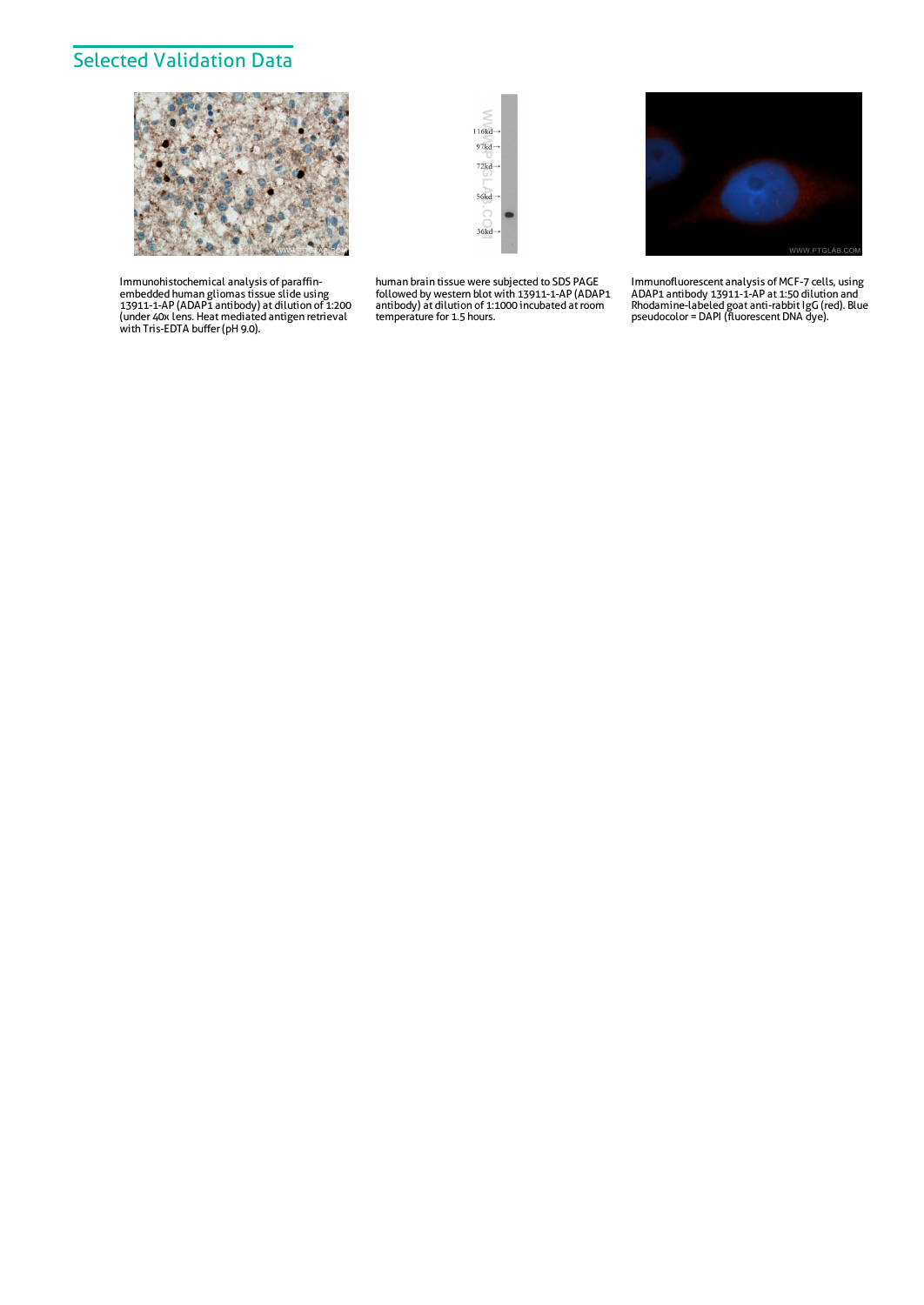## Selected Validation Data

116kd→
97kd→
72kd→
56kd→
36kd→

Immunohistochemical analysis of paraffin-embedded human gliomas tissue slide using 13911-1-AP (ADAP1 antibody) at dilution of 1:200 (under 40x lens. Heat mediated antigen retrieval with Tris-EDTA buffer (pH 9.0).

human brain tissue were subjected to SDS PAGE followed by western blot with 13911-1-AP (ADAP1 antibody) at dilution of 1:1000 incubated at room temperature for 1.5 hours.

Immunofluorescent analysis of MCF-7 cells, using ADAP1 antibody 13911-1-AP at 1:50 dilution and Rhodamine-labeled goat anti-rabbit IgG (red). Blue pseudocolor = DAPI (fluorescent DNA dye).